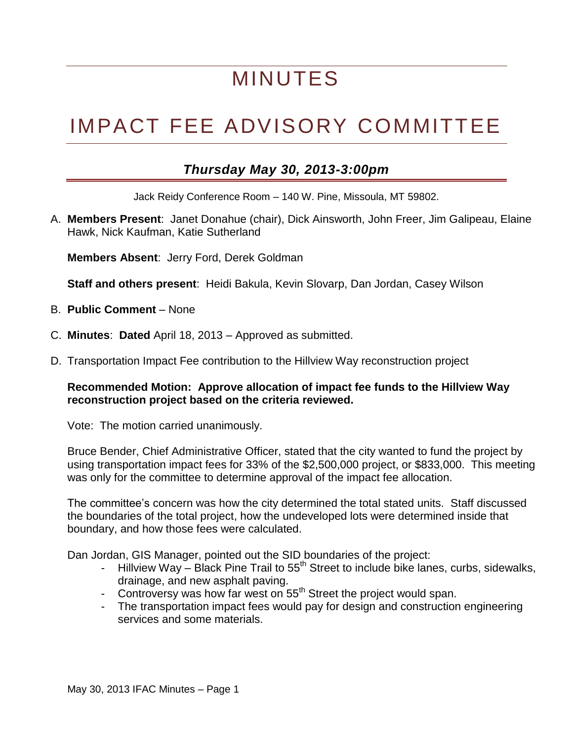# MINUTES

# IMPACT FEE ADVISORY COMMITTEE

## *Thursday May 30, 2013-3:00pm*

Jack Reidy Conference Room – 140 W. Pine, Missoula, MT 59802.

A. **Members Present**: Janet Donahue (chair), Dick Ainsworth, John Freer, Jim Galipeau, Elaine Hawk, Nick Kaufman, Katie Sutherland

   **Members Absent**: Jerry Ford, Derek Goldman

   **Staff and others present**: Heidi Bakula, Kevin Slovarp, Dan Jordan, Casey Wilson

B. **Public Comment** – None

C. **Minutes**: **Dated** April 18, 2013 – Approved as submitted.

D. Transportation Impact Fee contribution to the Hillview Way reconstruction project

   **Recommended Motion: Approve allocation of impact fee funds to the Hillview Way reconstruction project based on the criteria reviewed.**

   Vote: The motion carried unanimously.

   Bruce Bender, Chief Administrative Officer, stated that the city wanted to fund the project by using transportation impact fees for 33% of the $2,500,000 project, or $833,000. This meeting was only for the committee to determine approval of the impact fee allocation.

   The committee's concern was how the city determined the total stated units. Staff discussed the boundaries of the total project, how the undeveloped lots were determined inside that boundary, and how those fees were calculated.

   Dan Jordan, GIS Manager, pointed out the SID boundaries of the project:

   - Hillview Way – Black Pine Trail to 55th Street to include bike lanes, curbs, sidewalks, drainage, and new asphalt paving.
   - Controversy was how far west on 55th Street the project would span.
   - The transportation impact fees would pay for design and construction engineering services and some materials.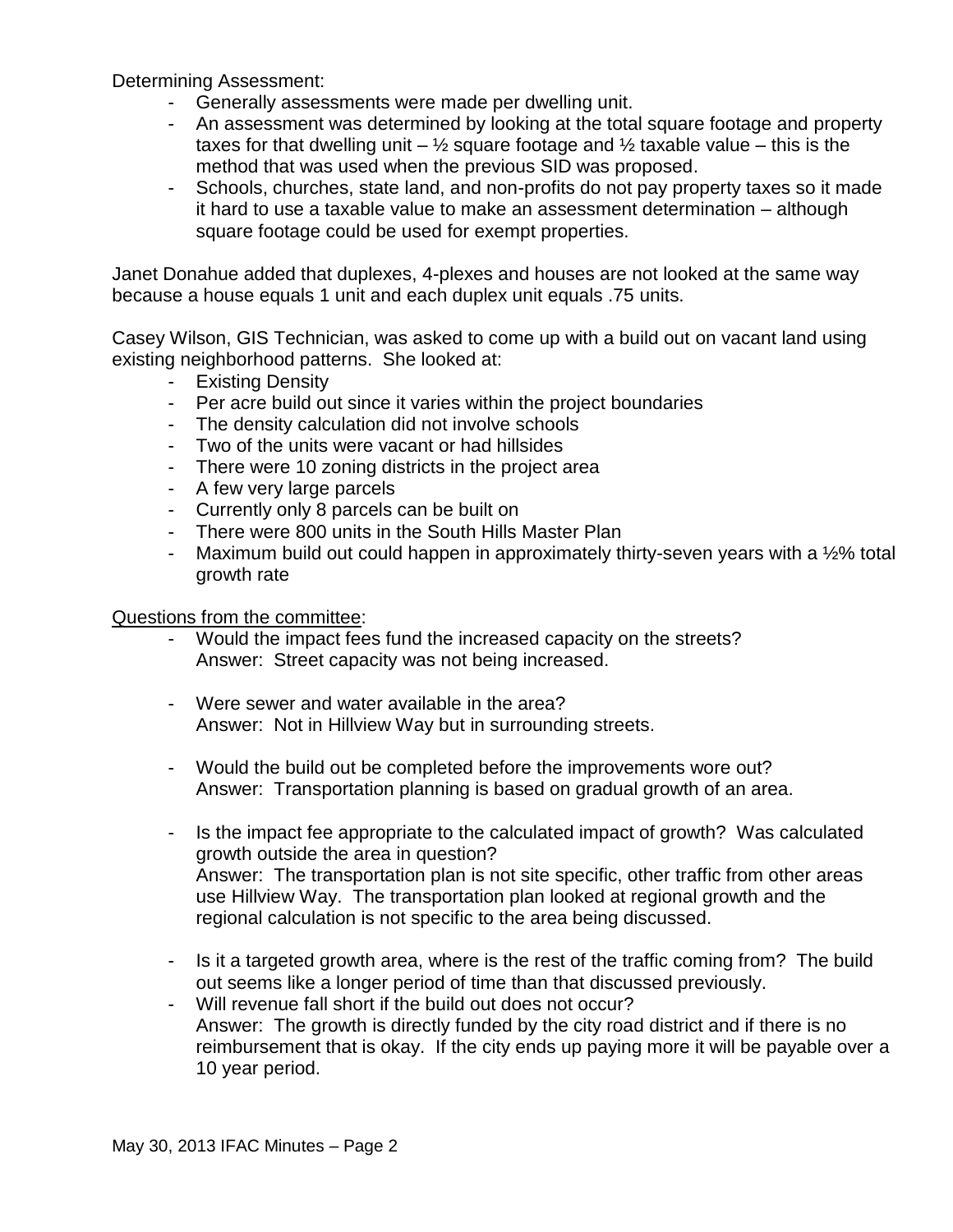Determining Assessment:

- Generally assessments were made per dwelling unit.
- An assessment was determined by looking at the total square footage and property taxes for that dwelling unit – ½ square footage and ½ taxable value – this is the method that was used when the previous SID was proposed.
- Schools, churches, state land, and non-profits do not pay property taxes so it made it hard to use a taxable value to make an assessment determination – although square footage could be used for exempt properties.

Janet Donahue added that duplexes, 4-plexes and houses are not looked at the same way because a house equals 1 unit and each duplex unit equals .75 units.

Casey Wilson, GIS Technician, was asked to come up with a build out on vacant land using existing neighborhood patterns. She looked at:

- Existing Density
- Per acre build out since it varies within the project boundaries
- The density calculation did not involve schools
- Two of the units were vacant or had hillsides
- There were 10 zoning districts in the project area
- A few very large parcels
- Currently only 8 parcels can be built on
- There were 800 units in the South Hills Master Plan
- Maximum build out could happen in approximately thirty-seven years with a ½% total growth rate

<u>Questions from the committee</u>:

- Would the impact fees fund the increased capacity on the streets?
  Answer: Street capacity was not being increased.

- Were sewer and water available in the area?
  Answer: Not in Hillview Way but in surrounding streets.

- Would the build out be completed before the improvements wore out?
  Answer: Transportation planning is based on gradual growth of an area.

- Is the impact fee appropriate to the calculated impact of growth? Was calculated growth outside the area in question?
  Answer: The transportation plan is not site specific, other traffic from other areas use Hillview Way. The transportation plan looked at regional growth and the regional calculation is not specific to the area being discussed.

- Is it a targeted growth area, where is the rest of the traffic coming from? The build out seems like a longer period of time than that discussed previously.
- Will revenue fall short if the build out does not occur?
  Answer: The growth is directly funded by the city road district and if there is no reimbursement that is okay. If the city ends up paying more it will be payable over a 10 year period.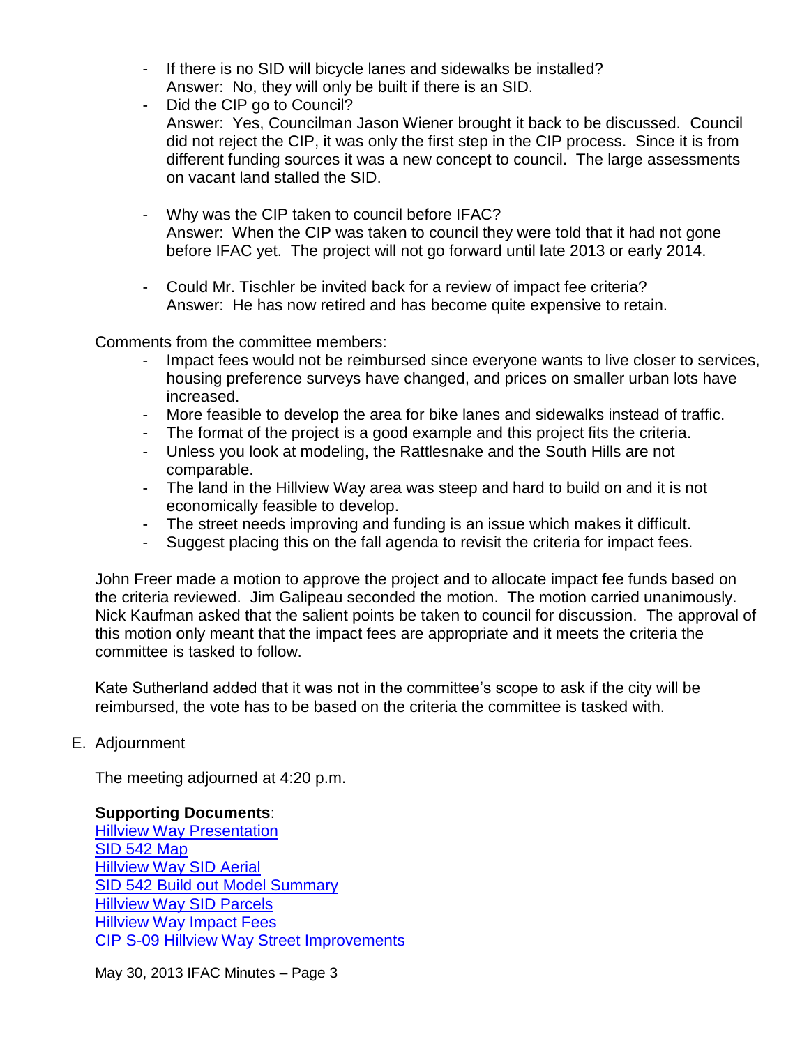- If there is no SID will bicycle lanes and sidewalks be installed?
  Answer: No, they will only be built if there is an SID.
- Did the CIP go to Council?
  Answer: Yes, Councilman Jason Wiener brought it back to be discussed. Council did not reject the CIP, it was only the first step in the CIP process. Since it is from different funding sources it was a new concept to council. The large assessments on vacant land stalled the SID.
- Why was the CIP taken to council before IFAC?
  Answer: When the CIP was taken to council they were told that it had not gone before IFAC yet. The project will not go forward until late 2013 or early 2014.
- Could Mr. Tischler be invited back for a review of impact fee criteria?
  Answer: He has now retired and has become quite expensive to retain.

Comments from the committee members:

- Impact fees would not be reimbursed since everyone wants to live closer to services, housing preference surveys have changed, and prices on smaller urban lots have increased.
- More feasible to develop the area for bike lanes and sidewalks instead of traffic.
- The format of the project is a good example and this project fits the criteria.
- Unless you look at modeling, the Rattlesnake and the South Hills are not comparable.
- The land in the Hillview Way area was steep and hard to build on and it is not economically feasible to develop.
- The street needs improving and funding is an issue which makes it difficult.
- Suggest placing this on the fall agenda to revisit the criteria for impact fees.

John Freer made a motion to approve the project and to allocate impact fee funds based on the criteria reviewed. Jim Galipeau seconded the motion. The motion carried unanimously. Nick Kaufman asked that the salient points be taken to council for discussion. The approval of this motion only meant that the impact fees are appropriate and it meets the criteria the committee is tasked to follow.

Kate Sutherland added that it was not in the committee's scope to ask if the city will be reimbursed, the vote has to be based on the criteria the committee is tasked with.

E. Adjournment

The meeting adjourned at 4:20 p.m.

**Supporting Documents**:
Hillview Way Presentation
SID 542 Map
Hillview Way SID Aerial
SID 542 Build out Model Summary
Hillview Way SID Parcels
Hillview Way Impact Fees
CIP S-09 Hillview Way Street Improvements